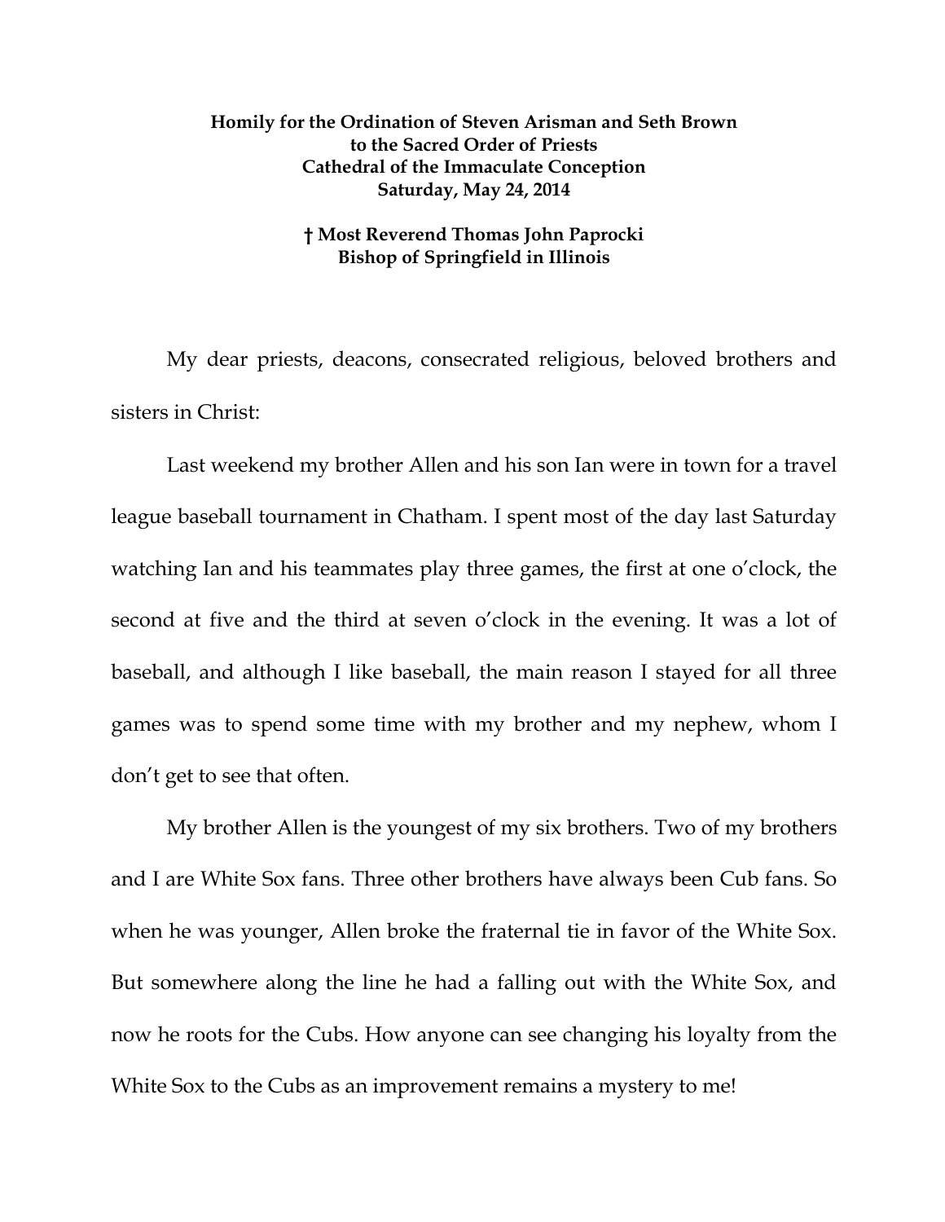**Homily for the Ordination of Steven Arisman and Seth Brown**
**to the Sacred Order of Priests**
**Cathedral of the Immaculate Conception**
**Saturday, May 24, 2014**

**† Most Reverend Thomas John Paprocki**
**Bishop of Springfield in Illinois**

My dear priests, deacons, consecrated religious, beloved brothers and sisters in Christ:

Last weekend my brother Allen and his son Ian were in town for a travel league baseball tournament in Chatham. I spent most of the day last Saturday watching Ian and his teammates play three games, the first at one o'clock, the second at five and the third at seven o'clock in the evening. It was a lot of baseball, and although I like baseball, the main reason I stayed for all three games was to spend some time with my brother and my nephew, whom I don't get to see that often.

My brother Allen is the youngest of my six brothers. Two of my brothers and I are White Sox fans. Three other brothers have always been Cub fans. So when he was younger, Allen broke the fraternal tie in favor of the White Sox. But somewhere along the line he had a falling out with the White Sox, and now he roots for the Cubs. How anyone can see changing his loyalty from the White Sox to the Cubs as an improvement remains a mystery to me!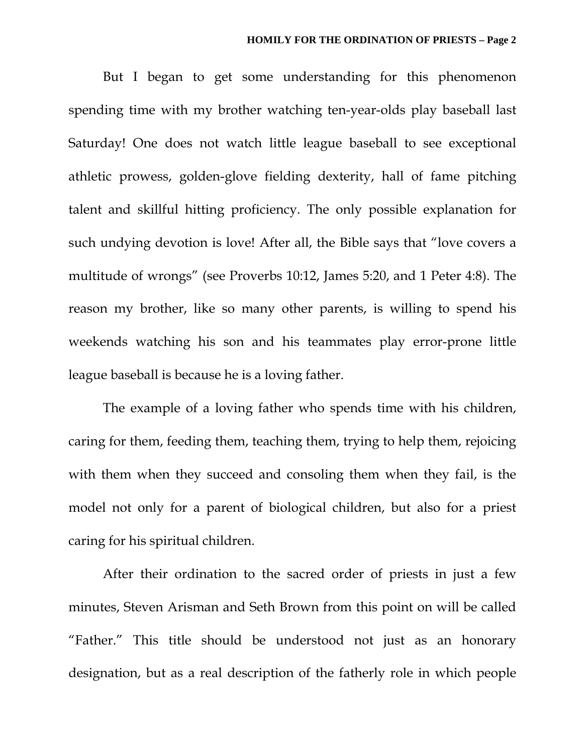But I began to get some understanding for this phenomenon spending time with my brother watching ten-year-olds play baseball last Saturday! One does not watch little league baseball to see exceptional athletic prowess, golden-glove fielding dexterity, hall of fame pitching talent and skillful hitting proficiency. The only possible explanation for such undying devotion is love! After all, the Bible says that "love covers a multitude of wrongs" (see Proverbs 10:12, James 5:20, and 1 Peter 4:8). The reason my brother, like so many other parents, is willing to spend his weekends watching his son and his teammates play error-prone little league baseball is because he is a loving father.

The example of a loving father who spends time with his children, caring for them, feeding them, teaching them, trying to help them, rejoicing with them when they succeed and consoling them when they fail, is the model not only for a parent of biological children, but also for a priest caring for his spiritual children.

After their ordination to the sacred order of priests in just a few minutes, Steven Arisman and Seth Brown from this point on will be called "Father." This title should be understood not just as an honorary designation, but as a real description of the fatherly role in which people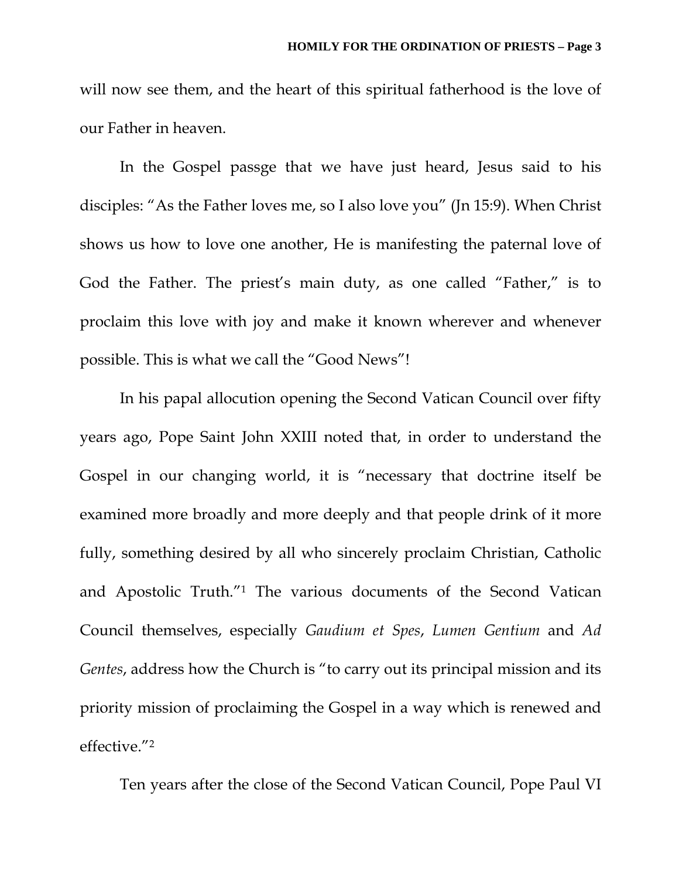will now see them, and the heart of this spiritual fatherhood is the love of our Father in heaven.

In the Gospel passge that we have just heard, Jesus said to his disciples: "As the Father loves me, so I also love you" (Jn 15:9). When Christ shows us how to love one another, He is manifesting the paternal love of God the Father. The priest's main duty, as one called "Father," is to proclaim this love with joy and make it known wherever and whenever possible. This is what we call the "Good News"!

In his papal allocution opening the Second Vatican Council over fifty years ago, Pope Saint John XXIII noted that, in order to understand the Gospel in our changing world, it is "necessary that doctrine itself be examined more broadly and more deeply and that people drink of it more fully, something desired by all who sincerely proclaim Christian, Catholic and Apostolic Truth."[1] The various documents of the Second Vatican Council themselves, especially *Gaudium et Spes*, *Lumen Gentium* and *Ad Gentes*, address how the Church is "to carry out its principal mission and its priority mission of proclaiming the Gospel in a way which is renewed and effective."[2]

Ten years after the close of the Second Vatican Council, Pope Paul VI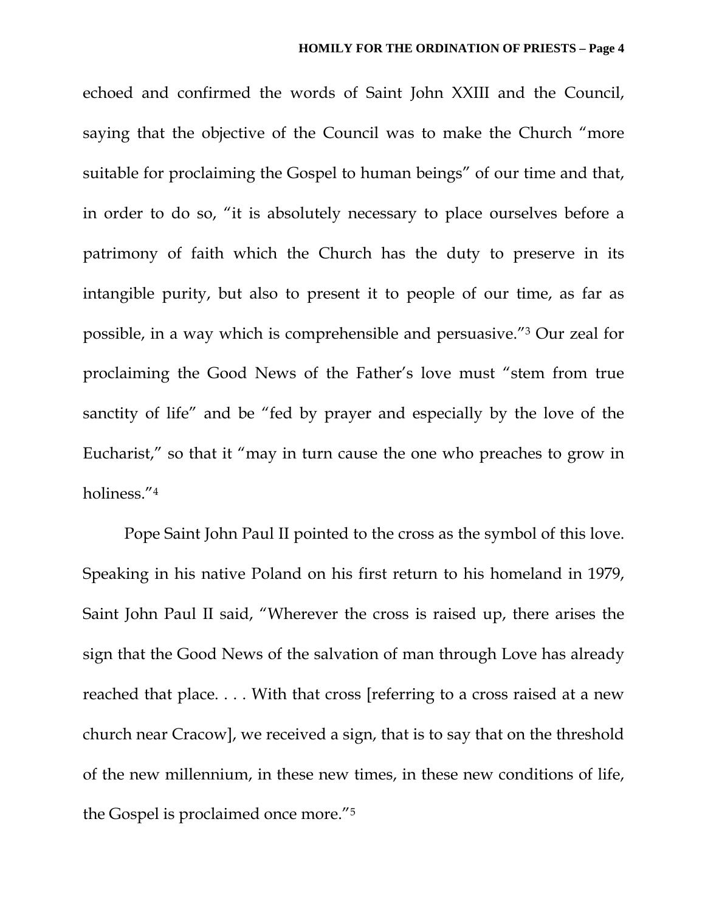echoed and confirmed the words of Saint John XXIII and the Council, saying that the objective of the Council was to make the Church "more suitable for proclaiming the Gospel to human beings" of our time and that, in order to do so, "it is absolutely necessary to place ourselves before a patrimony of faith which the Church has the duty to preserve in its intangible purity, but also to present it to people of our time, as far as possible, in a way which is comprehensible and persuasive."[3] Our zeal for proclaiming the Good News of the Father's love must "stem from true sanctity of life" and be "fed by prayer and especially by the love of the Eucharist," so that it "may in turn cause the one who preaches to grow in holiness."[4]

Pope Saint John Paul II pointed to the cross as the symbol of this love. Speaking in his native Poland on his first return to his homeland in 1979, Saint John Paul II said, "Wherever the cross is raised up, there arises the sign that the Good News of the salvation of man through Love has already reached that place. . . . With that cross [referring to a cross raised at a new church near Cracow], we received a sign, that is to say that on the threshold of the new millennium, in these new times, in these new conditions of life, the Gospel is proclaimed once more."[5]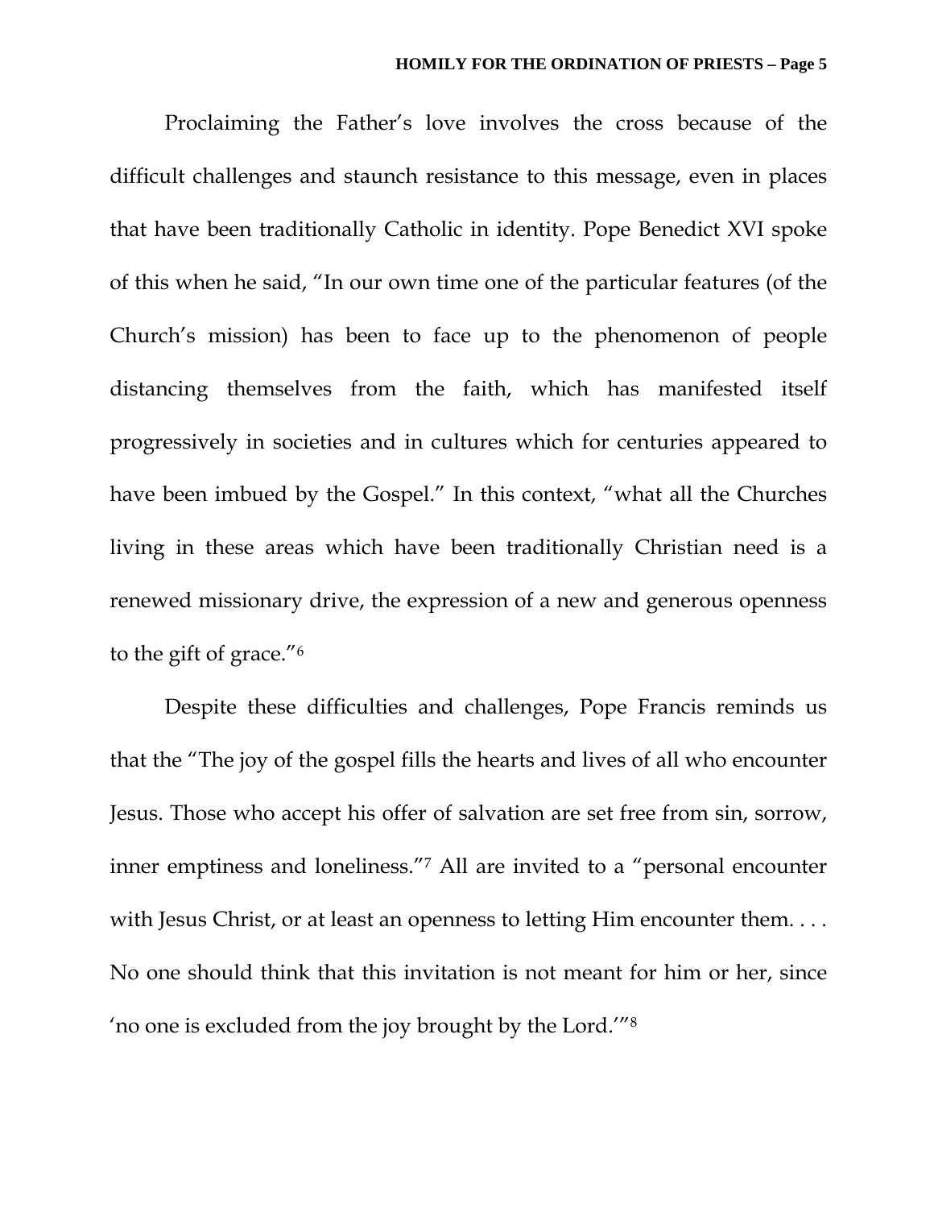Proclaiming the Father's love involves the cross because of the difficult challenges and staunch resistance to this message, even in places that have been traditionally Catholic in identity. Pope Benedict XVI spoke of this when he said, "In our own time one of the particular features (of the Church's mission) has been to face up to the phenomenon of people distancing themselves from the faith, which has manifested itself progressively in societies and in cultures which for centuries appeared to have been imbued by the Gospel." In this context, "what all the Churches living in these areas which have been traditionally Christian need is a renewed missionary drive, the expression of a new and generous openness to the gift of grace."[6]

Despite these difficulties and challenges, Pope Francis reminds us that the "The joy of the gospel fills the hearts and lives of all who encounter Jesus. Those who accept his offer of salvation are set free from sin, sorrow, inner emptiness and loneliness."[7] All are invited to a "personal encounter with Jesus Christ, or at least an openness to letting Him encounter them. . . . No one should think that this invitation is not meant for him or her, since 'no one is excluded from the joy brought by the Lord.'"[8]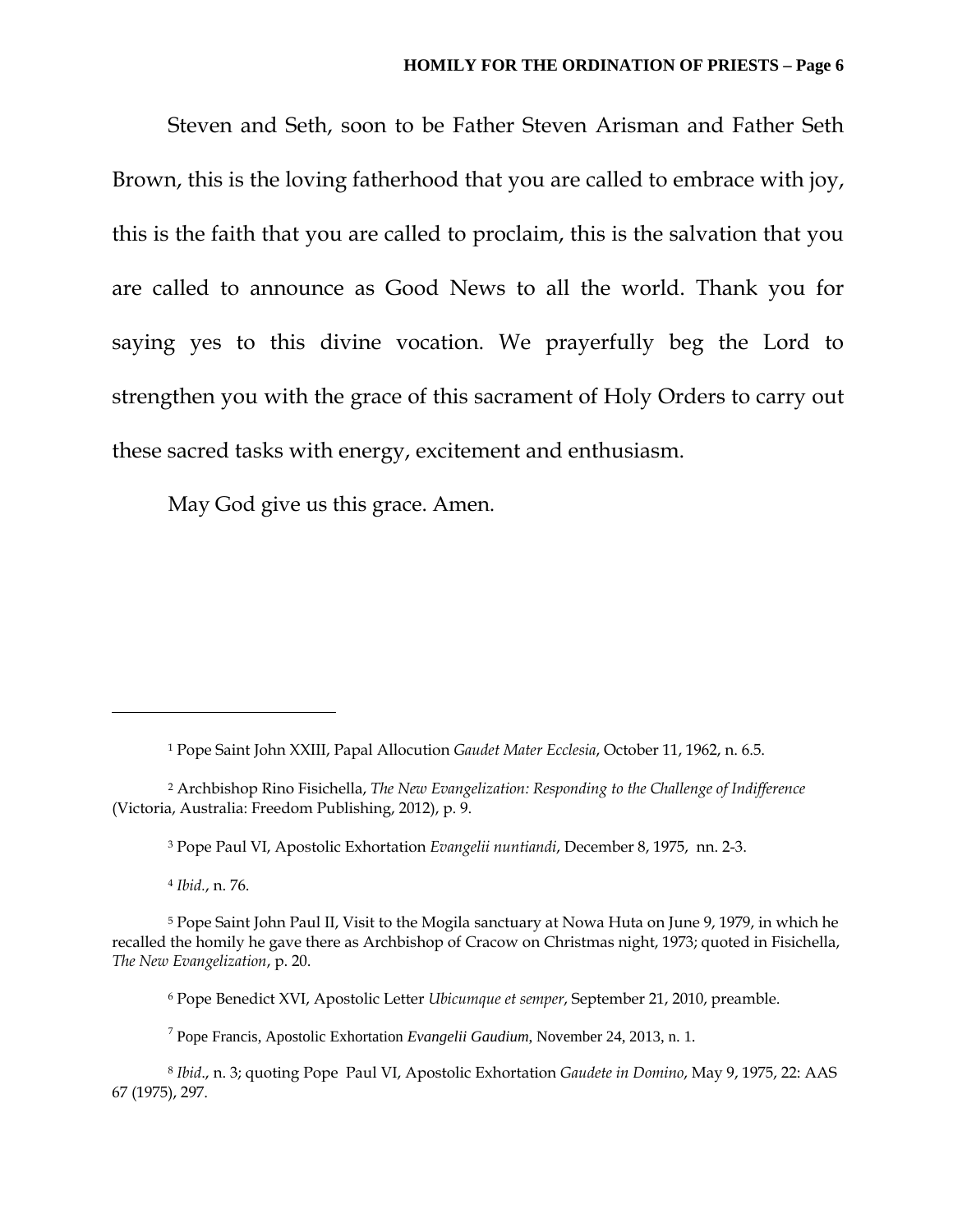Steven and Seth, soon to be Father Steven Arisman and Father Seth Brown, this is the loving fatherhood that you are called to embrace with joy, this is the faith that you are called to proclaim, this is the salvation that you are called to announce as Good News to all the world. Thank you for saying yes to this divine vocation. We prayerfully beg the Lord to strengthen you with the grace of this sacrament of Holy Orders to carry out these sacred tasks with energy, excitement and enthusiasm.

May God give us this grace. Amen.

---

[1] Pope Saint John XXIII, Papal Allocution *Gaudet Mater Ecclesia*, October 11, 1962, n. 6.5.

[2] Archbishop Rino Fisichella, *The New Evangelization: Responding to the Challenge of Indifference* (Victoria, Australia: Freedom Publishing, 2012), p. 9.

[3] Pope Paul VI, Apostolic Exhortation *Evangelii nuntiandi*, December 8, 1975, nn. 2-3.

[4] *Ibid.*, n. 76.

[5] Pope Saint John Paul II, Visit to the Mogila sanctuary at Nowa Huta on June 9, 1979, in which he recalled the homily he gave there as Archbishop of Cracow on Christmas night, 1973; quoted in Fisichella, *The New Evangelization*, p. 20.

[6] Pope Benedict XVI, Apostolic Letter *Ubicumque et semper*, September 21, 2010, preamble.

[7] Pope Francis, Apostolic Exhortation *Evangelii Gaudium*, November 24, 2013, n. 1.

[8] *Ibid*., n. 3; quoting Pope Paul VI, Apostolic Exhortation *Gaudete in Domino*, May 9, 1975, 22: AAS 67 (1975), 297.